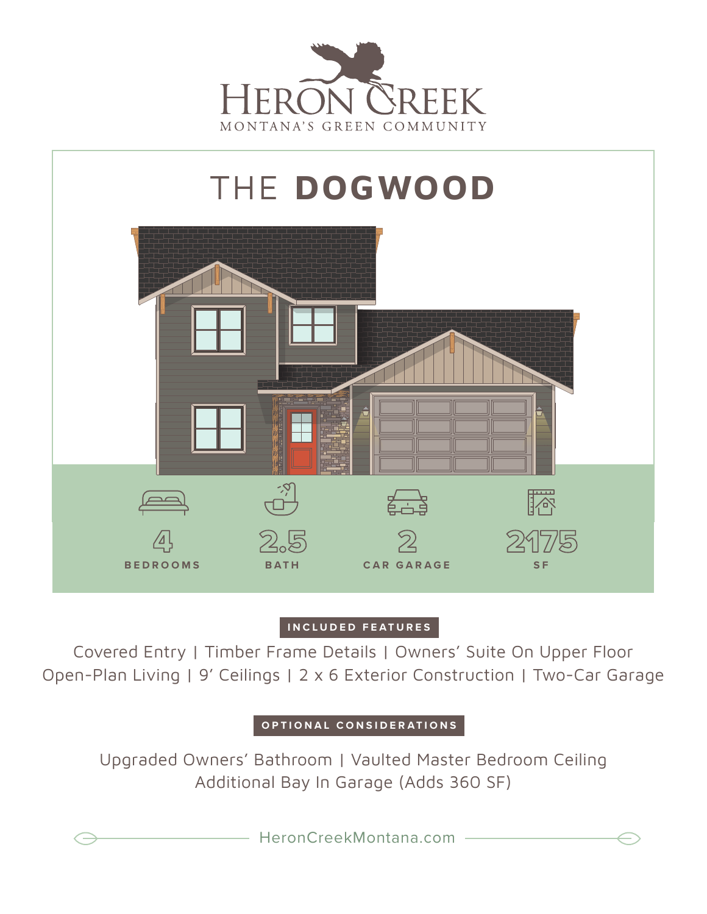# HERON CREEK

MONTANA'S GREEN COMMUNITY

## THE **DOGWOOD**

| 4 | 2.5 | 2 | 2175 |
|---|---|---|---|
| BEDROOMS | BATH | CAR GARAGE | SF |

**INCLUDED FEATURES**

Covered Entry | Timber Frame Details | Owners' Suite On Upper Floor
Open-Plan Living | 9' Ceilings | 2 x 6 Exterior Construction | Two-Car Garage

**OPTIONAL CONSIDERATIONS**

Upgraded Owners' Bathroom | Vaulted Master Bedroom Ceiling
Additional Bay In Garage (Adds 360 SF)

HeronCreekMontana.com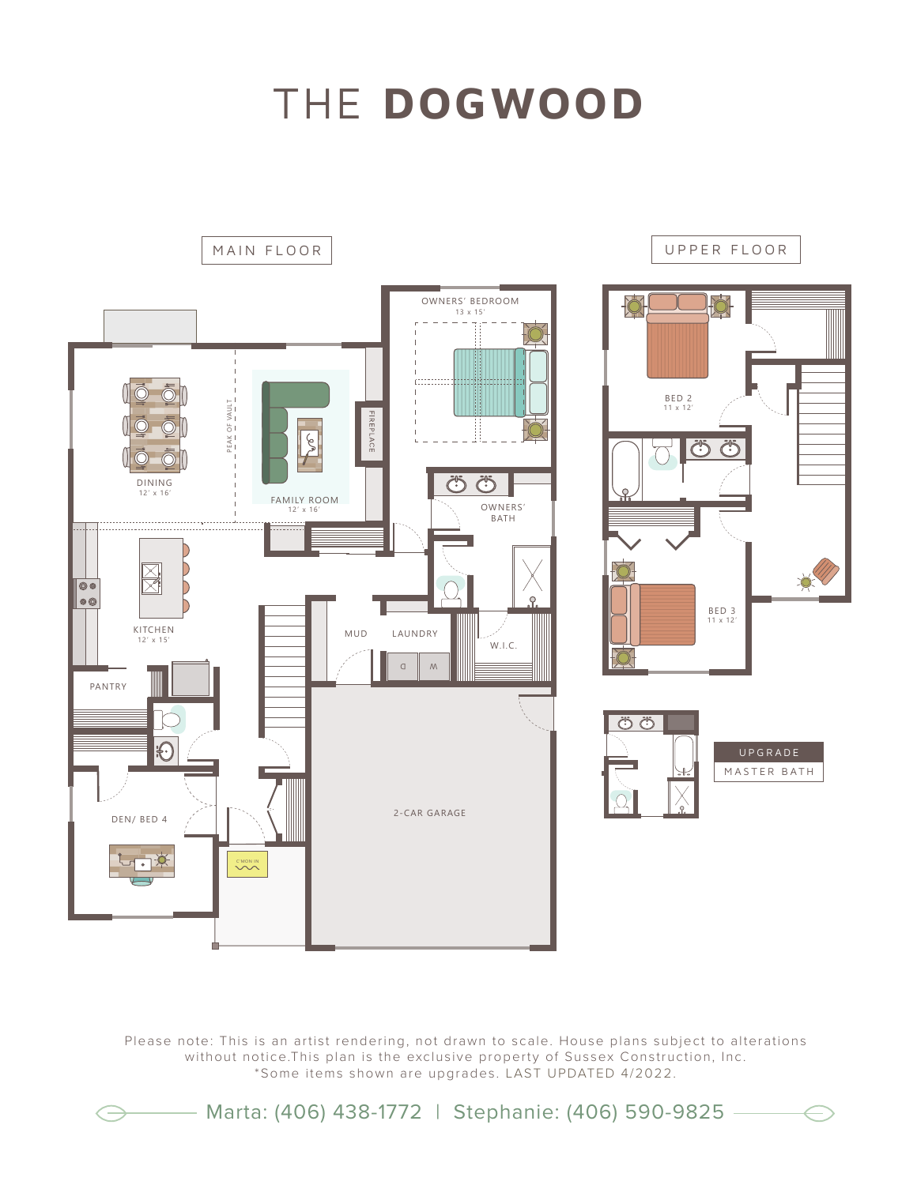# THE **DOGWOOD**

## MAIN FLOOR

OWNERS' BEDROOM
13 x 15'

DINING
12' x 16'

PEAK OF VAULT

FAMILY ROOM
12' x 16'

FIREPLACE

OWNERS' BATH

KITCHEN
12' x 15'

MUD

LAUNDRY

W.I.C.

PANTRY

DEN/ BED 4

2-CAR GARAGE

## UPPER FLOOR

BED 2
11 x 12'

BED 3
11 x 12'

UPGRADE
MASTER BATH

Please note: This is an artist rendering, not drawn to scale. House plans subject to alterations without notice.This plan is the exclusive property of Sussex Construction, Inc. *Some items shown are upgrades. LAST UPDATED 4/2022.

Marta: (406) 438-1772 | Stephanie: (406) 590-9825